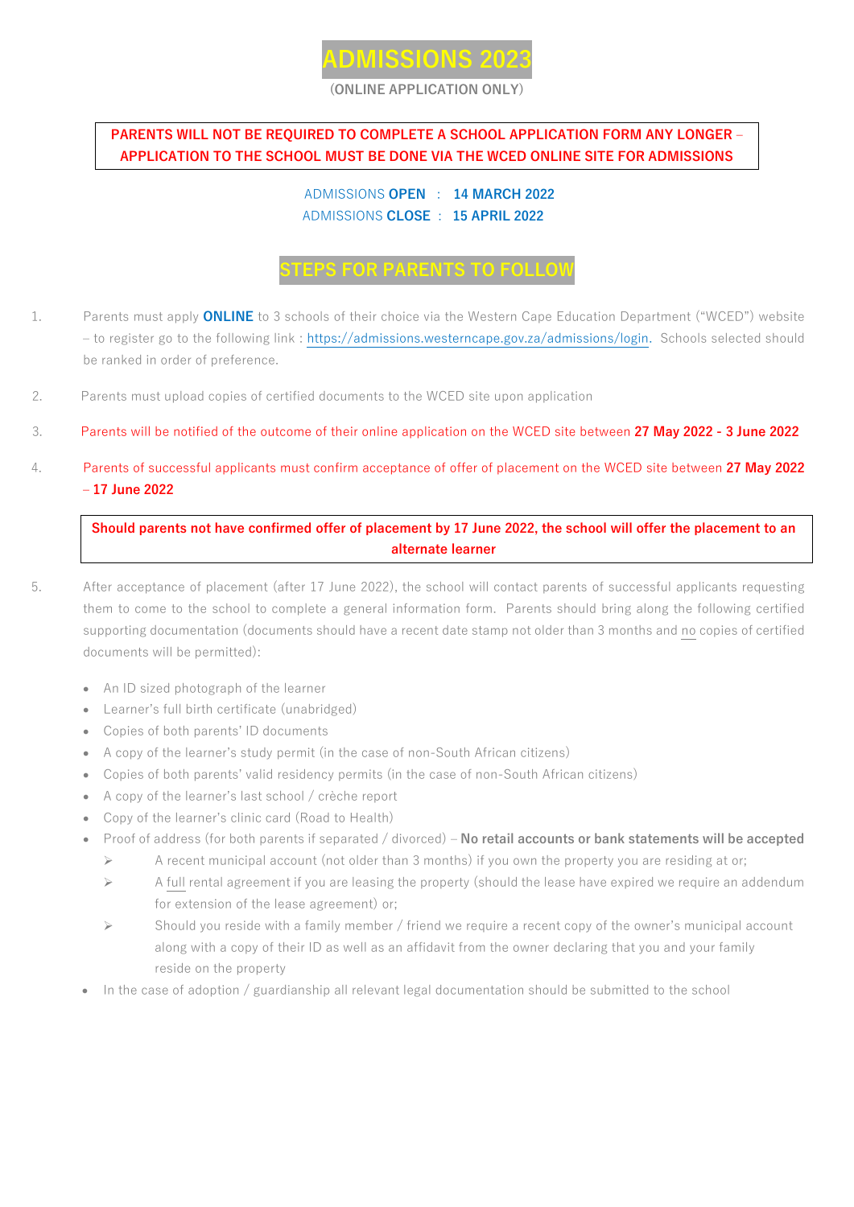# ADMISSIONS 2023

**(ONLINE APPLICATION ONLY)**

**PARENTS WILL NOT BE REQUIRED TO COMPLETE A SCHOOL APPLICATION FORM ANY LONGER – APPLICATION TO THE SCHOOL MUST BE DONE VIA THE WCED ONLINE SITE FOR ADMISSIONS**

ADMISSIONS **OPEN** : **14 MARCH 2022**
ADMISSIONS **CLOSE** : **15 APRIL 2022**

## STEPS FOR PARENTS TO FOLLOW

1. Parents must apply **ONLINE** to 3 schools of their choice via the Western Cape Education Department ("WCED") website – to register go to the following link : https://admissions.westerncape.gov.za/admissions/login. Schools selected should be ranked in order of preference.

2. Parents must upload copies of certified documents to the WCED site upon application

3. Parents will be notified of the outcome of their online application on the WCED site between **27 May 2022 - 3 June 2022**

4. Parents of successful applicants must confirm acceptance of offer of placement on the WCED site between **27 May 2022 – 17 June 2022**

**Should parents not have confirmed offer of placement by 17 June 2022, the school will offer the placement to an alternate learner**

5. After acceptance of placement (after 17 June 2022), the school will contact parents of successful applicants requesting them to come to the school to complete a general information form. Parents should bring along the following certified supporting documentation (documents should have a recent date stamp not older than 3 months and no copies of certified documents will be permitted):

- An ID sized photograph of the learner
- Learner's full birth certificate (unabridged)
- Copies of both parents' ID documents
- A copy of the learner's study permit (in the case of non-South African citizens)
- Copies of both parents' valid residency permits (in the case of non-South African citizens)
- A copy of the learner's last school / crèche report
- Copy of the learner's clinic card (Road to Health)
- Proof of address (for both parents if separated / divorced) – **No retail accounts or bank statements will be accepted**
  - A recent municipal account (not older than 3 months) if you own the property you are residing at or;
  - A full rental agreement if you are leasing the property (should the lease have expired we require an addendum for extension of the lease agreement) or;
  - Should you reside with a family member / friend we require a recent copy of the owner's municipal account along with a copy of their ID as well as an affidavit from the owner declaring that you and your family reside on the property
- In the case of adoption / guardianship all relevant legal documentation should be submitted to the school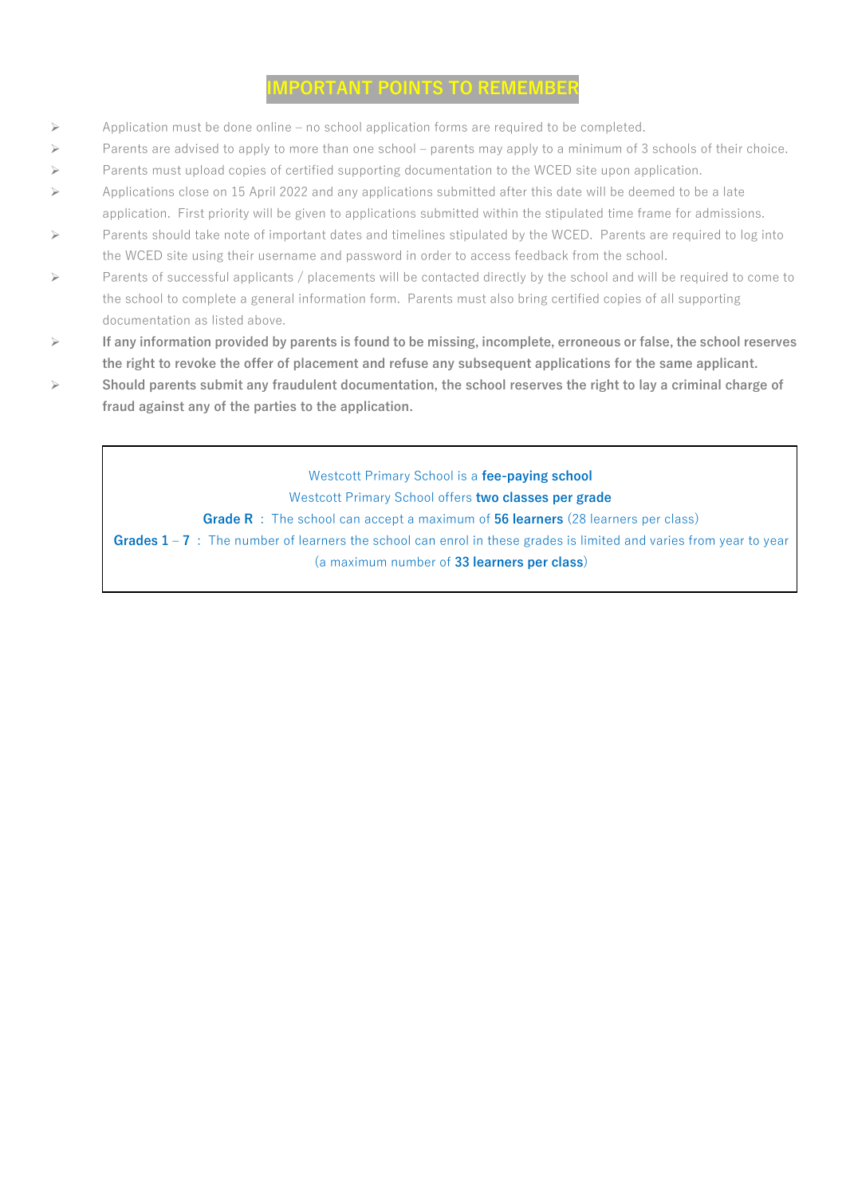# IMPORTANT POINTS TO REMEMBER

- Application must be done online – no school application forms are required to be completed.
- Parents are advised to apply to more than one school – parents may apply to a minimum of 3 schools of their choice.
- Parents must upload copies of certified supporting documentation to the WCED site upon application.
- Applications close on 15 April 2022 and any applications submitted after this date will be deemed to be a late application. First priority will be given to applications submitted within the stipulated time frame for admissions.
- Parents should take note of important dates and timelines stipulated by the WCED. Parents are required to log into the WCED site using their username and password in order to access feedback from the school.
- Parents of successful applicants / placements will be contacted directly by the school and will be required to come to the school to complete a general information form. Parents must also bring certified copies of all supporting documentation as listed above.
- **If any information provided by parents is found to be missing, incomplete, erroneous or false, the school reserves the right to revoke the offer of placement and refuse any subsequent applications for the same applicant.**
- **Should parents submit any fraudulent documentation, the school reserves the right to lay a criminal charge of fraud against any of the parties to the application.**

Westcott Primary School is a **fee-paying school**

Westcott Primary School offers **two classes per grade**

**Grade R** : The school can accept a maximum of **56 learners** (28 learners per class)

**Grades 1 – 7** : The number of learners the school can enrol in these grades is limited and varies from year to year (a maximum number of **33 learners per class**)